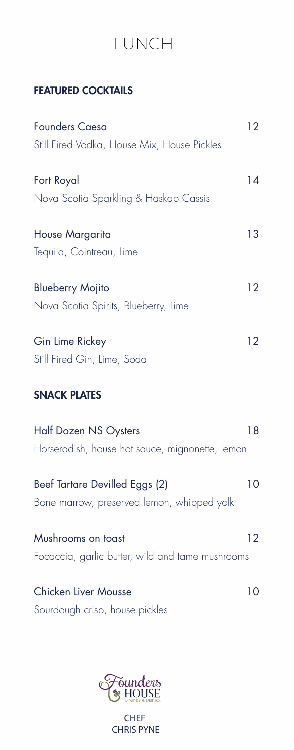# LUNCH

## FEATURED COCKTAILS

**Founders Caesa** 12
Still Fired Vodka, House Mix, House Pickles

**Fort Royal** 14
Nova Scotia Sparkling & Haskap Cassis

**House Margarita** 13
Tequila, Cointreau, Lime

**Blueberry Mojito** 12
Nova Scotia Spirits, Blueberry, Lime

**Gin Lime Rickey** 12
Still Fired Gin, Lime, Soda

## SNACK PLATES

**Half Dozen NS Oysters** 18
Horseradish, house hot sauce, mignonette, lemon

**Beef Tartare Devilled Eggs (2)** 10
Bone marrow, preserved lemon, whipped yolk

**Mushrooms on toast** 12
Focaccia, garlic butter, wild and tame mushrooms

**Chicken Liver Mousse** 10
Sourdough crisp, house pickles

Founders House
DINING & DRINKS

CHEF
CHRIS PYNE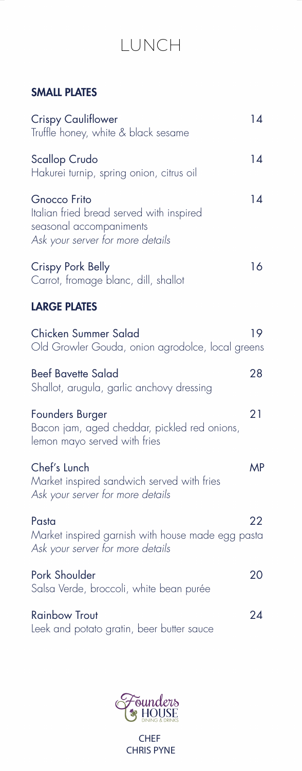# LUNCH

## SMALL PLATES

**Crispy Cauliflower** 14
Truffle honey, white & black sesame

**Scallop Crudo** 14
Hakurei turnip, spring onion, citrus oil

**Gnocco Frito** 14
Italian fried bread served with inspired seasonal accompaniments
*Ask your server for more details*

**Crispy Pork Belly** 16
Carrot, fromage blanc, dill, shallot

## LARGE PLATES

**Chicken Summer Salad** 19
Old Growler Gouda, onion agrodolce, local greens

**Beef Bavette Salad** 28
Shallot, arugula, garlic anchovy dressing

**Founders Burger** 21
Bacon jam, aged cheddar, pickled red onions, lemon mayo served with fries

**Chef's Lunch** MP
Market inspired sandwich served with fries
*Ask your server for more details*

**Pasta** 22
Market inspired garnish with house made egg pasta
*Ask your server for more details*

**Pork Shoulder** 20
Salsa Verde, broccoli, white bean purée

**Rainbow Trout** 24
Leek and potato gratin, beer butter sauce

Founders HOUSE
DINING & DRINKS

CHEF
CHRIS PYNE